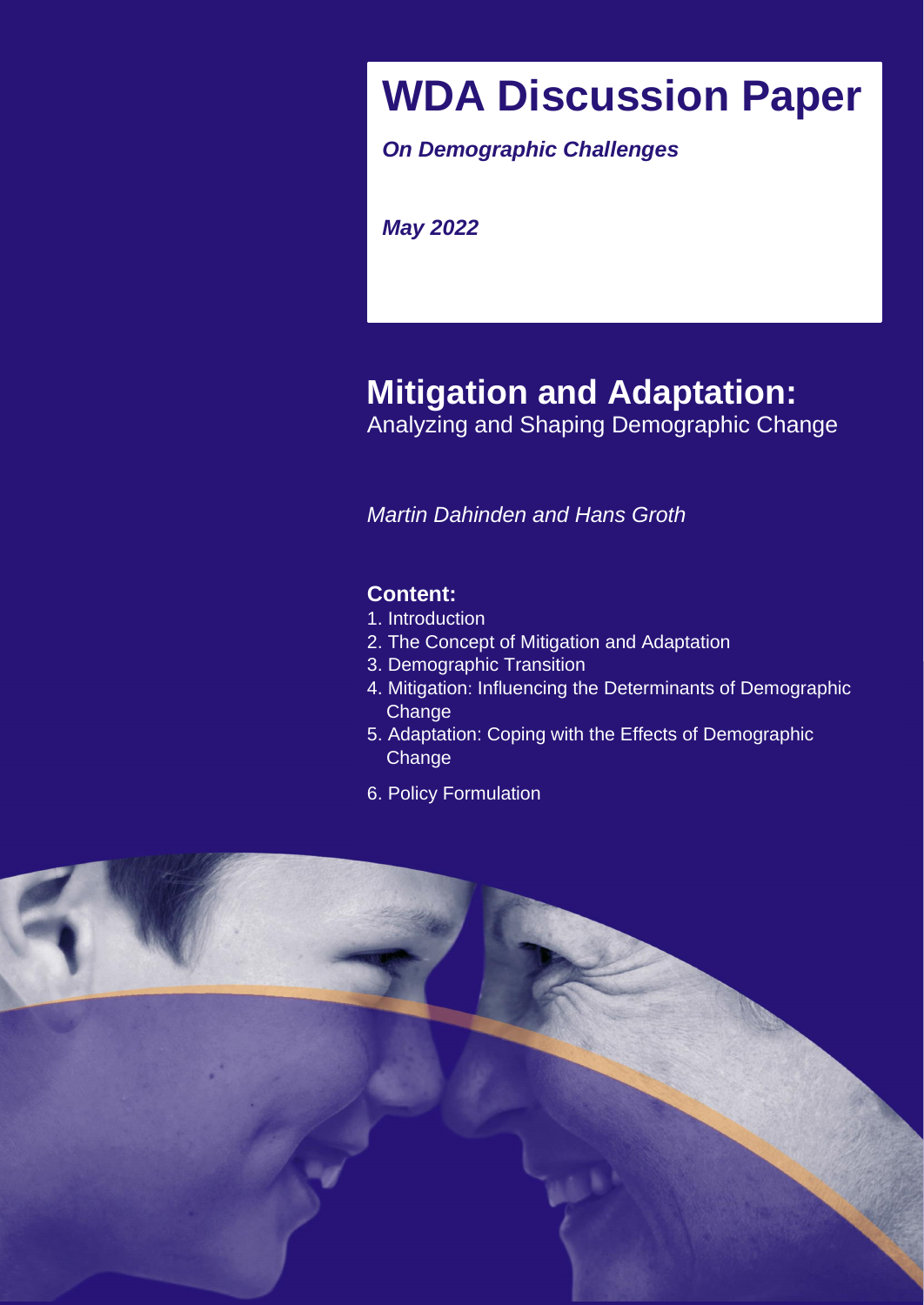# WDA Discussion Paper

***On Demographic Challenges***

***May 2022***

## Mitigation and Adaptation:

Analyzing and Shaping Demographic Change

*Martin Dahinden and Hans Groth*

### Content:

1. Introduction
2. The Concept of Mitigation and Adaptation
3. Demographic Transition
4. Mitigation: Influencing the Determinants of Demographic Change
5. Adaptation: Coping with the Effects of Demographic Change
6. Policy Formulation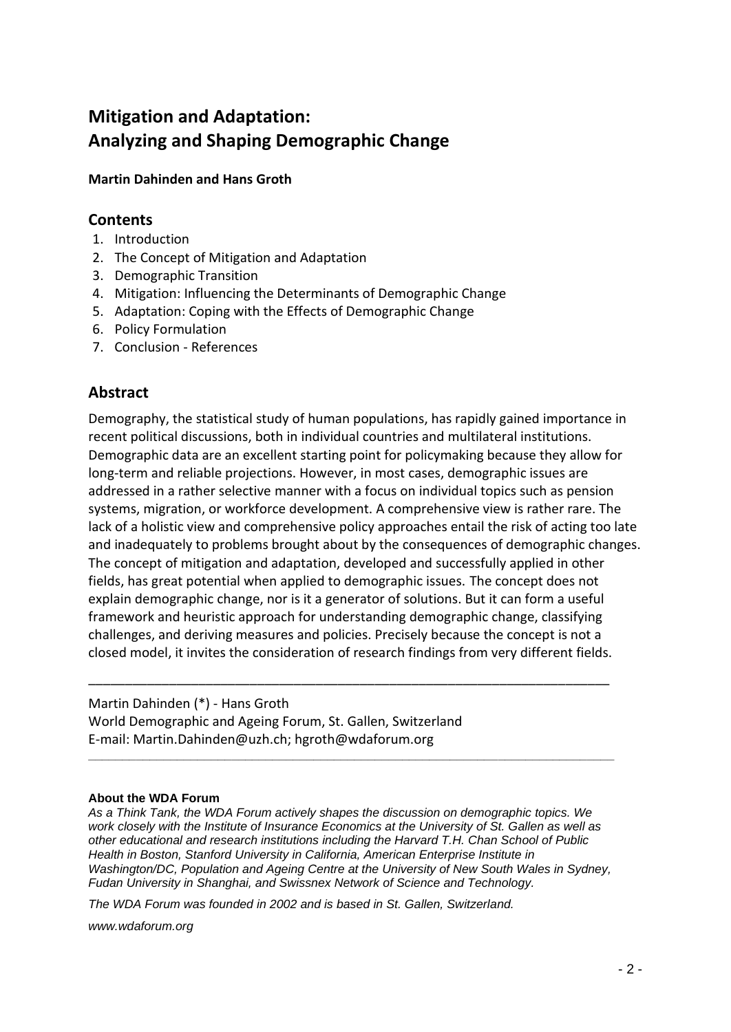# Mitigation and Adaptation: Analyzing and Shaping Demographic Change

**Martin Dahinden and Hans Groth**

## Contents

1. Introduction
2. The Concept of Mitigation and Adaptation
3. Demographic Transition
4. Mitigation: Influencing the Determinants of Demographic Change
5. Adaptation: Coping with the Effects of Demographic Change
6. Policy Formulation
7. Conclusion - References

## Abstract

Demography, the statistical study of human populations, has rapidly gained importance in recent political discussions, both in individual countries and multilateral institutions. Demographic data are an excellent starting point for policymaking because they allow for long-term and reliable projections. However, in most cases, demographic issues are addressed in a rather selective manner with a focus on individual topics such as pension systems, migration, or workforce development. A comprehensive view is rather rare. The lack of a holistic view and comprehensive policy approaches entail the risk of acting too late and inadequately to problems brought about by the consequences of demographic changes. The concept of mitigation and adaptation, developed and successfully applied in other fields, has great potential when applied to demographic issues. The concept does not explain demographic change, nor is it a generator of solutions. But it can form a useful framework and heuristic approach for understanding demographic change, classifying challenges, and deriving measures and policies. Precisely because the concept is not a closed model, it invites the consideration of research findings from very different fields.

---

Martin Dahinden (*) - Hans Groth
World Demographic and Ageing Forum, St. Gallen, Switzerland
E-mail: Martin.Dahinden@uzh.ch; hgroth@wdaforum.org

---

**About the WDA Forum**

*As a Think Tank, the WDA Forum actively shapes the discussion on demographic topics. We work closely with the Institute of Insurance Economics at the University of St. Gallen as well as other educational and research institutions including the Harvard T.H. Chan School of Public Health in Boston, Stanford University in California, American Enterprise Institute in Washington/DC, Population and Ageing Centre at the University of New South Wales in Sydney, Fudan University in Shanghai, and Swissnex Network of Science and Technology.*

*The WDA Forum was founded in 2002 and is based in St. Gallen, Switzerland.*

*www.wdaforum.org*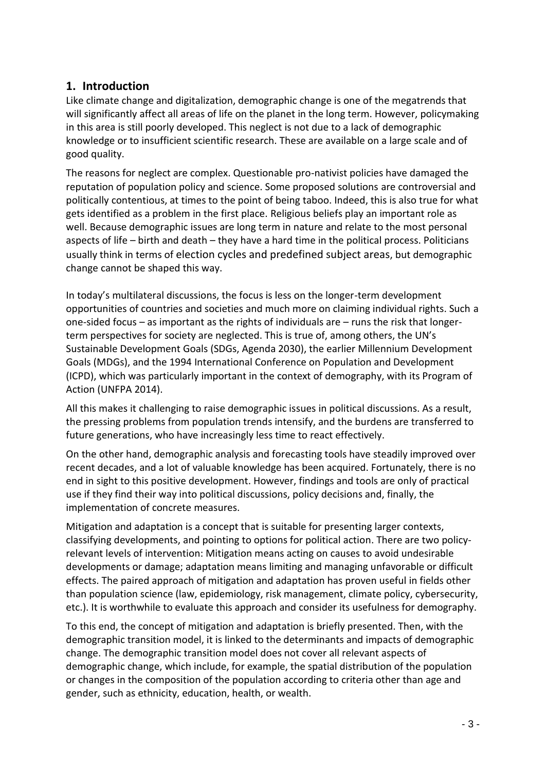## 1. Introduction

Like climate change and digitalization, demographic change is one of the megatrends that will significantly affect all areas of life on the planet in the long term. However, policymaking in this area is still poorly developed. This neglect is not due to a lack of demographic knowledge or to insufficient scientific research. These are available on a large scale and of good quality.

The reasons for neglect are complex. Questionable pro-nativist policies have damaged the reputation of population policy and science. Some proposed solutions are controversial and politically contentious, at times to the point of being taboo. Indeed, this is also true for what gets identified as a problem in the first place. Religious beliefs play an important role as well. Because demographic issues are long term in nature and relate to the most personal aspects of life – birth and death – they have a hard time in the political process. Politicians usually think in terms of election cycles and predefined subject areas, but demographic change cannot be shaped this way.

In today's multilateral discussions, the focus is less on the longer-term development opportunities of countries and societies and much more on claiming individual rights. Such a one-sided focus – as important as the rights of individuals are – runs the risk that longer-term perspectives for society are neglected. This is true of, among others, the UN's Sustainable Development Goals (SDGs, Agenda 2030), the earlier Millennium Development Goals (MDGs), and the 1994 International Conference on Population and Development (ICPD), which was particularly important in the context of demography, with its Program of Action (UNFPA 2014).

All this makes it challenging to raise demographic issues in political discussions. As a result, the pressing problems from population trends intensify, and the burdens are transferred to future generations, who have increasingly less time to react effectively.

On the other hand, demographic analysis and forecasting tools have steadily improved over recent decades, and a lot of valuable knowledge has been acquired. Fortunately, there is no end in sight to this positive development. However, findings and tools are only of practical use if they find their way into political discussions, policy decisions and, finally, the implementation of concrete measures.

Mitigation and adaptation is a concept that is suitable for presenting larger contexts, classifying developments, and pointing to options for political action. There are two policy-relevant levels of intervention: Mitigation means acting on causes to avoid undesirable developments or damage; adaptation means limiting and managing unfavorable or difficult effects. The paired approach of mitigation and adaptation has proven useful in fields other than population science (law, epidemiology, risk management, climate policy, cybersecurity, etc.). It is worthwhile to evaluate this approach and consider its usefulness for demography.

To this end, the concept of mitigation and adaptation is briefly presented. Then, with the demographic transition model, it is linked to the determinants and impacts of demographic change. The demographic transition model does not cover all relevant aspects of demographic change, which include, for example, the spatial distribution of the population or changes in the composition of the population according to criteria other than age and gender, such as ethnicity, education, health, or wealth.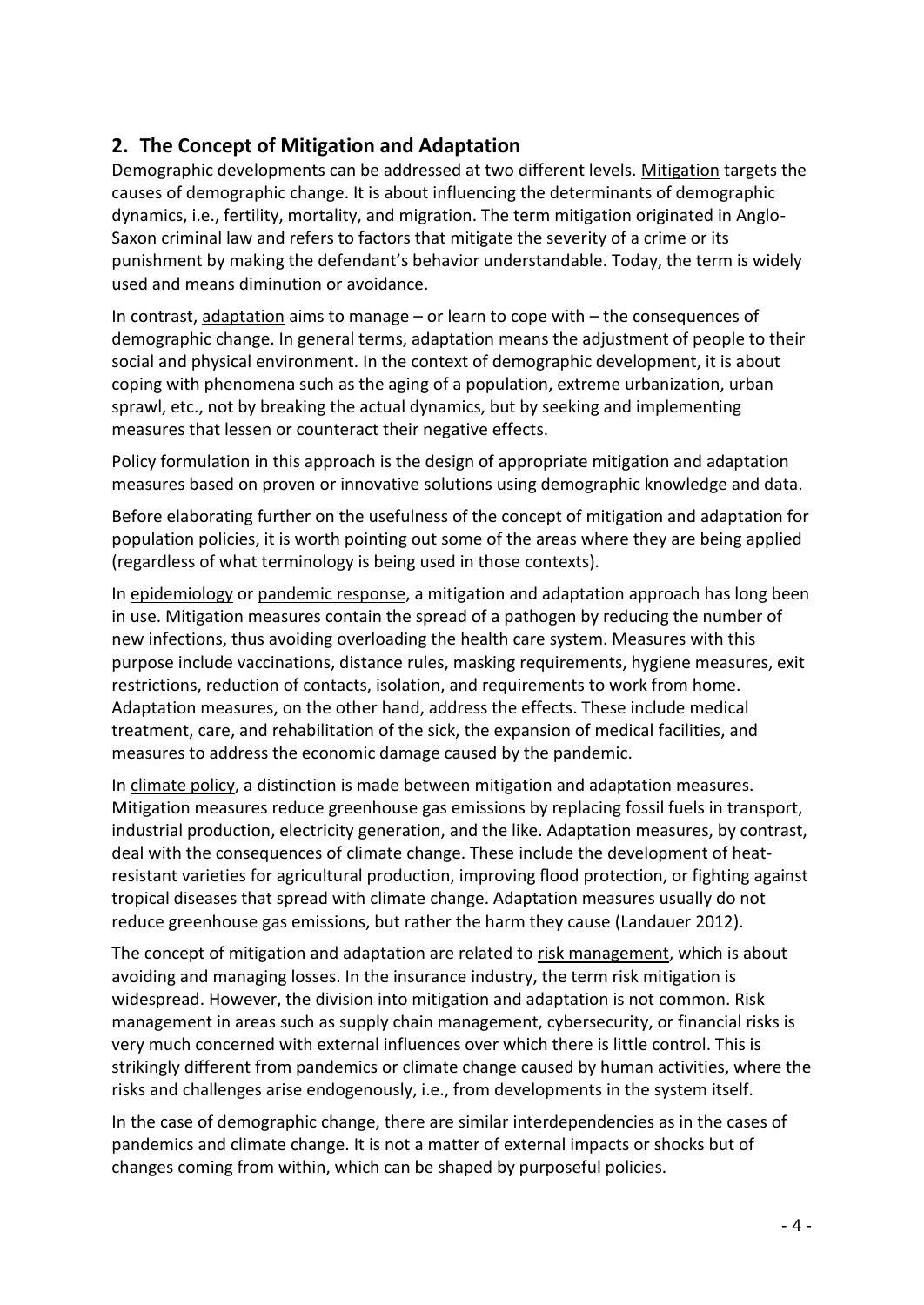## 2. The Concept of Mitigation and Adaptation

Demographic developments can be addressed at two different levels. Mitigation targets the causes of demographic change. It is about influencing the determinants of demographic dynamics, i.e., fertility, mortality, and migration. The term mitigation originated in Anglo-Saxon criminal law and refers to factors that mitigate the severity of a crime or its punishment by making the defendant's behavior understandable. Today, the term is widely used and means diminution or avoidance.

In contrast, adaptation aims to manage – or learn to cope with – the consequences of demographic change. In general terms, adaptation means the adjustment of people to their social and physical environment. In the context of demographic development, it is about coping with phenomena such as the aging of a population, extreme urbanization, urban sprawl, etc., not by breaking the actual dynamics, but by seeking and implementing measures that lessen or counteract their negative effects.

Policy formulation in this approach is the design of appropriate mitigation and adaptation measures based on proven or innovative solutions using demographic knowledge and data.

Before elaborating further on the usefulness of the concept of mitigation and adaptation for population policies, it is worth pointing out some of the areas where they are being applied (regardless of what terminology is being used in those contexts).

In epidemiology or pandemic response, a mitigation and adaptation approach has long been in use. Mitigation measures contain the spread of a pathogen by reducing the number of new infections, thus avoiding overloading the health care system. Measures with this purpose include vaccinations, distance rules, masking requirements, hygiene measures, exit restrictions, reduction of contacts, isolation, and requirements to work from home. Adaptation measures, on the other hand, address the effects. These include medical treatment, care, and rehabilitation of the sick, the expansion of medical facilities, and measures to address the economic damage caused by the pandemic.

In climate policy, a distinction is made between mitigation and adaptation measures. Mitigation measures reduce greenhouse gas emissions by replacing fossil fuels in transport, industrial production, electricity generation, and the like. Adaptation measures, by contrast, deal with the consequences of climate change. These include the development of heat-resistant varieties for agricultural production, improving flood protection, or fighting against tropical diseases that spread with climate change. Adaptation measures usually do not reduce greenhouse gas emissions, but rather the harm they cause (Landauer 2012).

The concept of mitigation and adaptation are related to risk management, which is about avoiding and managing losses. In the insurance industry, the term risk mitigation is widespread. However, the division into mitigation and adaptation is not common. Risk management in areas such as supply chain management, cybersecurity, or financial risks is very much concerned with external influences over which there is little control. This is strikingly different from pandemics or climate change caused by human activities, where the risks and challenges arise endogenously, i.e., from developments in the system itself.

In the case of demographic change, there are similar interdependencies as in the cases of pandemics and climate change. It is not a matter of external impacts or shocks but of changes coming from within, which can be shaped by purposeful policies.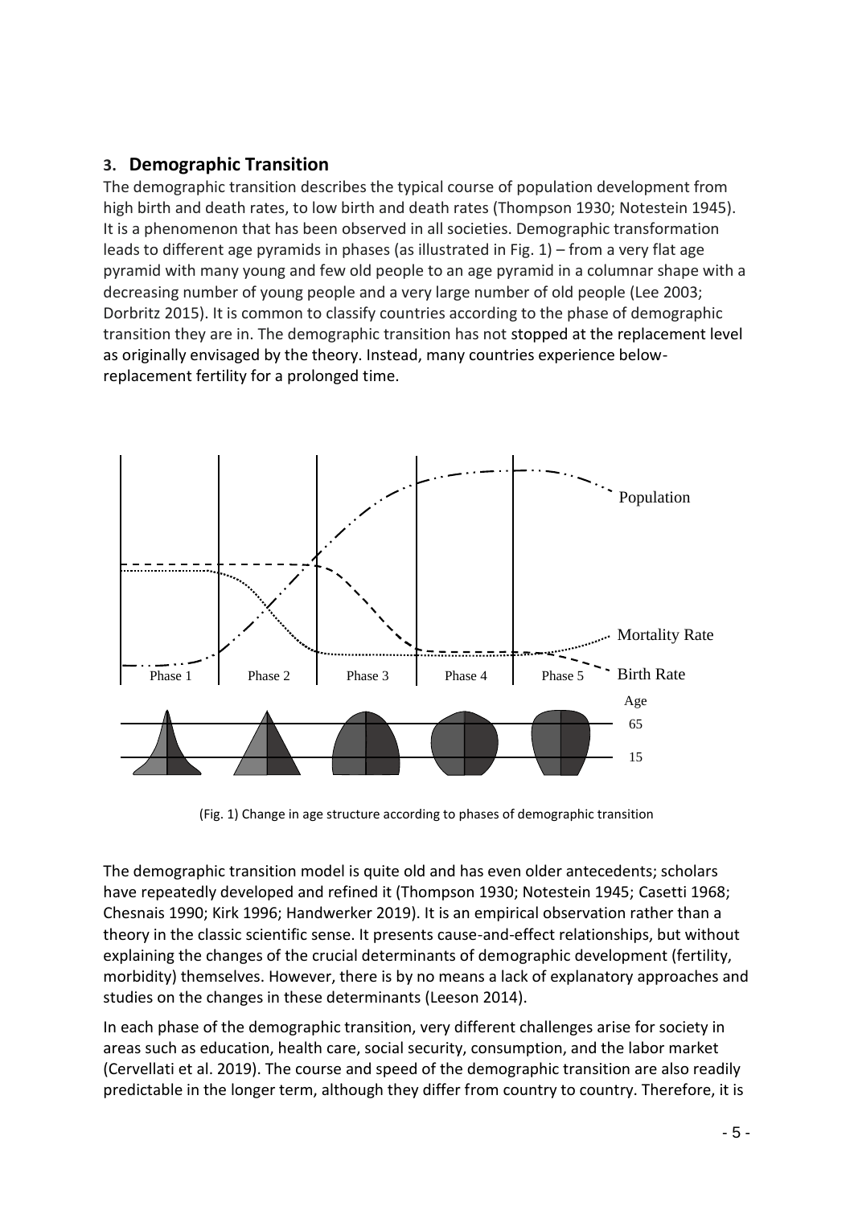## 3. Demographic Transition

The demographic transition describes the typical course of population development from high birth and death rates, to low birth and death rates (Thompson 1930; Notestein 1945). It is a phenomenon that has been observed in all societies. Demographic transformation leads to different age pyramids in phases (as illustrated in Fig. 1) – from a very flat age pyramid with many young and few old people to an age pyramid in a columnar shape with a decreasing number of young people and a very large number of old people (Lee 2003; Dorbritz 2015). It is common to classify countries according to the phase of demographic transition they are in. The demographic transition has not stopped at the replacement level as originally envisaged by the theory. Instead, many countries experience below-replacement fertility for a prolonged time.

(Fig. 1) Change in age structure according to phases of demographic transition

The demographic transition model is quite old and has even older antecedents; scholars have repeatedly developed and refined it (Thompson 1930; Notestein 1945; Casetti 1968; Chesnais 1990; Kirk 1996; Handwerker 2019). It is an empirical observation rather than a theory in the classic scientific sense. It presents cause-and-effect relationships, but without explaining the changes of the crucial determinants of demographic development (fertility, morbidity) themselves. However, there is by no means a lack of explanatory approaches and studies on the changes in these determinants (Leeson 2014).

In each phase of the demographic transition, very different challenges arise for society in areas such as education, health care, social security, consumption, and the labor market (Cervellati et al. 2019). The course and speed of the demographic transition are also readily predictable in the longer term, although they differ from country to country. Therefore, it is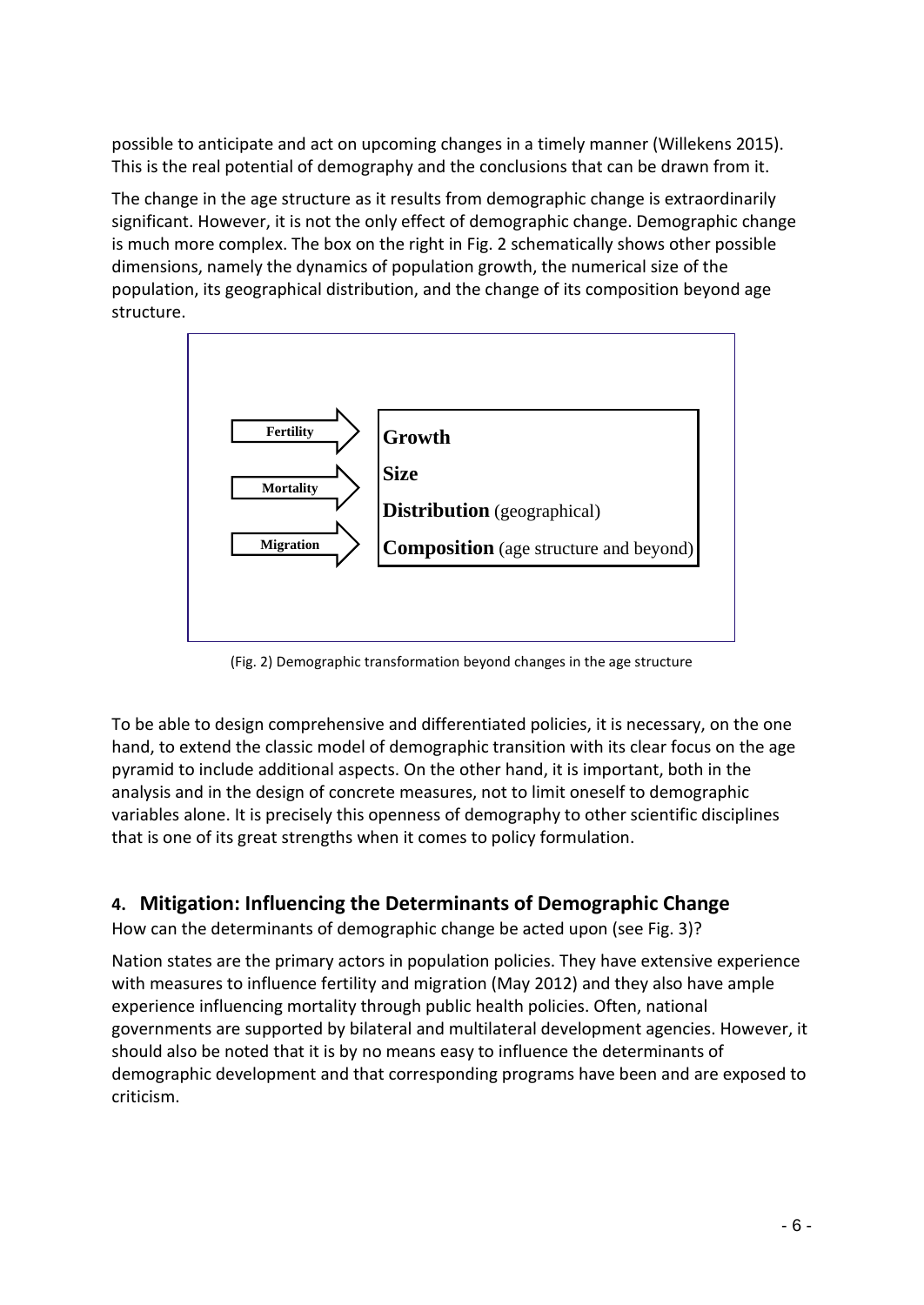possible to anticipate and act on upcoming changes in a timely manner (Willekens 2015). This is the real potential of demography and the conclusions that can be drawn from it.

The change in the age structure as it results from demographic change is extraordinarily significant. However, it is not the only effect of demographic change. Demographic change is much more complex. The box on the right in Fig. 2 schematically shows other possible dimensions, namely the dynamics of population growth, the numerical size of the population, its geographical distribution, and the change of its composition beyond age structure.

| Determinants | Dimensions |
| --- | --- |
| Fertility | **Growth** |
| Mortality | **Size** |
| Migration | **Distribution** (geographical) |
| | **Composition** (age structure and beyond) |

(Fig. 2) Demographic transformation beyond changes in the age structure

To be able to design comprehensive and differentiated policies, it is necessary, on the one hand, to extend the classic model of demographic transition with its clear focus on the age pyramid to include additional aspects. On the other hand, it is important, both in the analysis and in the design of concrete measures, not to limit oneself to demographic variables alone. It is precisely this openness of demography to other scientific disciplines that is one of its great strengths when it comes to policy formulation.

## 4. Mitigation: Influencing the Determinants of Demographic Change

How can the determinants of demographic change be acted upon (see Fig. 3)?

Nation states are the primary actors in population policies. They have extensive experience with measures to influence fertility and migration (May 2012) and they also have ample experience influencing mortality through public health policies. Often, national governments are supported by bilateral and multilateral development agencies. However, it should also be noted that it is by no means easy to influence the determinants of demographic development and that corresponding programs have been and are exposed to criticism.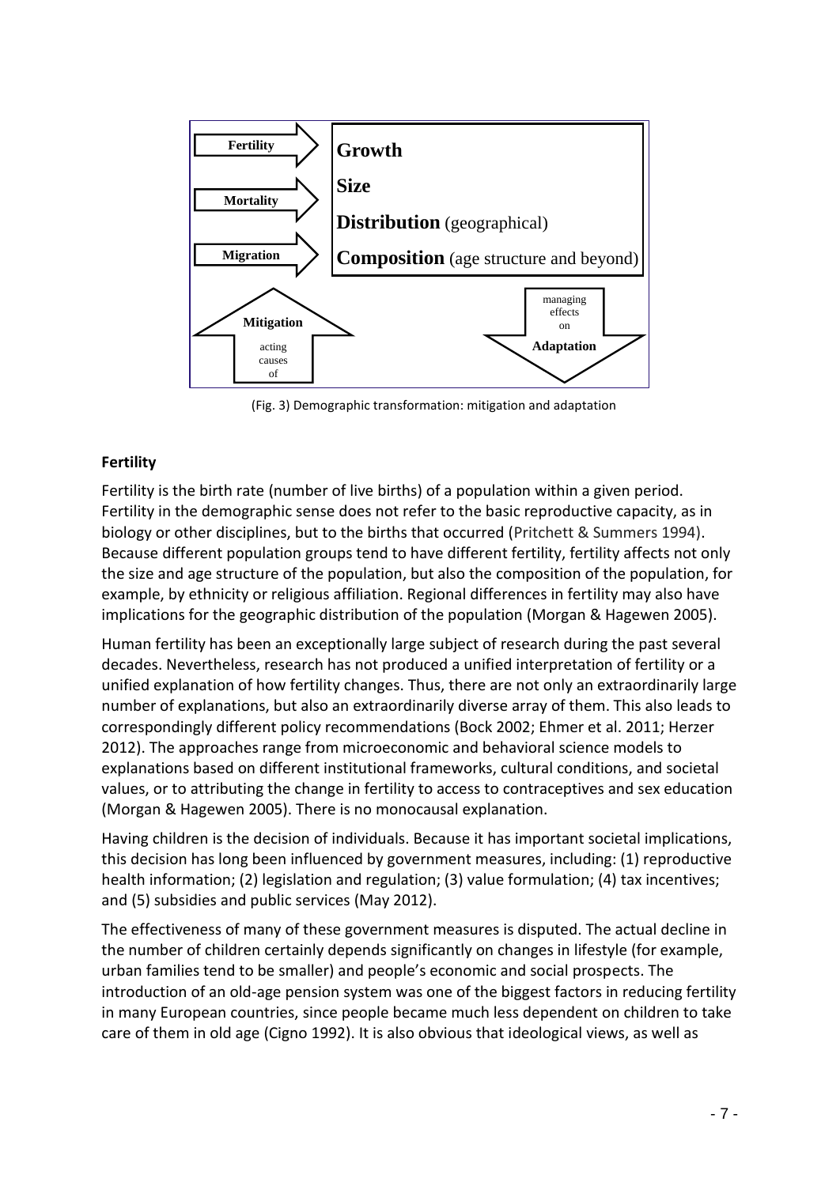Fertility | Growth
Mortality | Size
Migration | Distribution (geographical)
| Composition (age structure and beyond)

Mitigation — acting causes of

Adaptation — managing effects on

(Fig. 3) Demographic transformation: mitigation and adaptation

## Fertility

Fertility is the birth rate (number of live births) of a population within a given period. Fertility in the demographic sense does not refer to the basic reproductive capacity, as in biology or other disciplines, but to the births that occurred (Pritchett & Summers 1994). Because different population groups tend to have different fertility, fertility affects not only the size and age structure of the population, but also the composition of the population, for example, by ethnicity or religious affiliation. Regional differences in fertility may also have implications for the geographic distribution of the population (Morgan & Hagewen 2005).

Human fertility has been an exceptionally large subject of research during the past several decades. Nevertheless, research has not produced a unified interpretation of fertility or a unified explanation of how fertility changes. Thus, there are not only an extraordinarily large number of explanations, but also an extraordinarily diverse array of them. This also leads to correspondingly different policy recommendations (Bock 2002; Ehmer et al. 2011; Herzer 2012). The approaches range from microeconomic and behavioral science models to explanations based on different institutional frameworks, cultural conditions, and societal values, or to attributing the change in fertility to access to contraceptives and sex education (Morgan & Hagewen 2005). There is no monocausal explanation.

Having children is the decision of individuals. Because it has important societal implications, this decision has long been influenced by government measures, including: (1) reproductive health information; (2) legislation and regulation; (3) value formulation; (4) tax incentives; and (5) subsidies and public services (May 2012).

The effectiveness of many of these government measures is disputed. The actual decline in the number of children certainly depends significantly on changes in lifestyle (for example, urban families tend to be smaller) and people's economic and social prospects. The introduction of an old-age pension system was one of the biggest factors in reducing fertility in many European countries, since people became much less dependent on children to take care of them in old age (Cigno 1992). It is also obvious that ideological views, as well as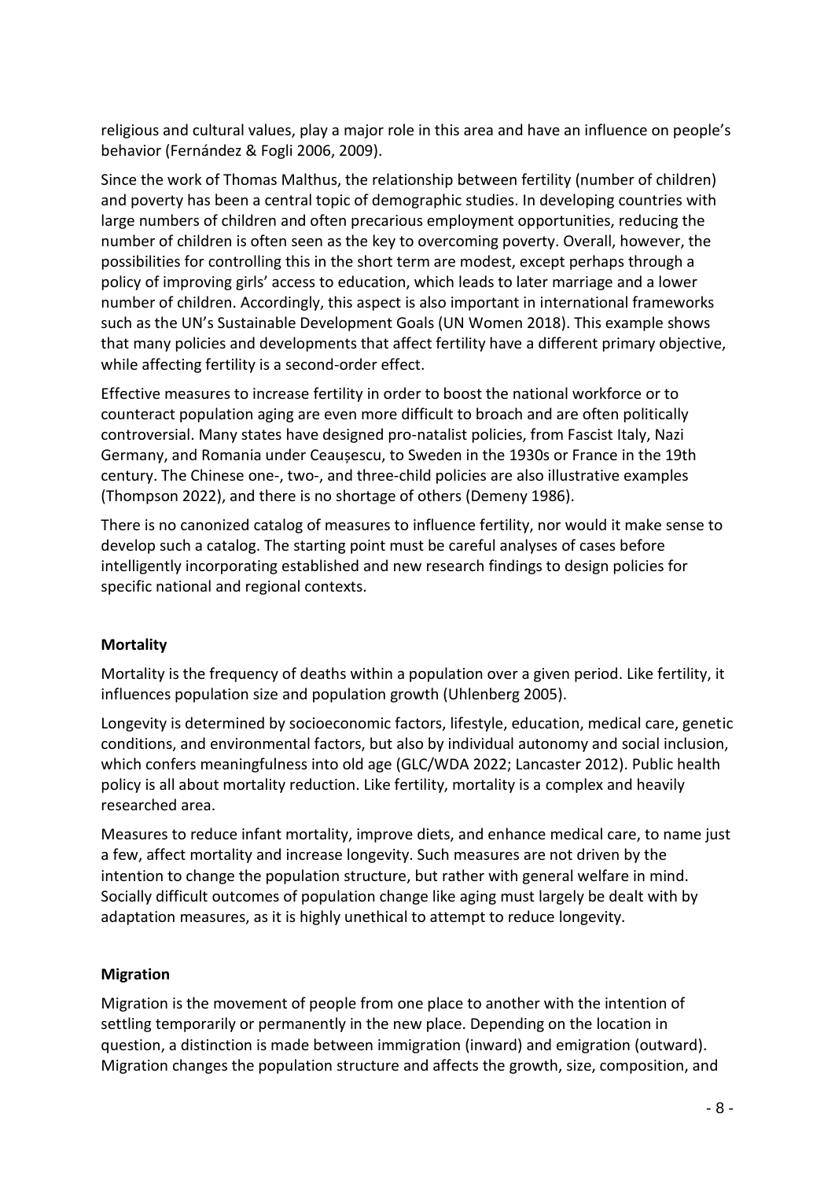religious and cultural values, play a major role in this area and have an influence on people's behavior (Fernández & Fogli 2006, 2009).

Since the work of Thomas Malthus, the relationship between fertility (number of children) and poverty has been a central topic of demographic studies. In developing countries with large numbers of children and often precarious employment opportunities, reducing the number of children is often seen as the key to overcoming poverty. Overall, however, the possibilities for controlling this in the short term are modest, except perhaps through a policy of improving girls' access to education, which leads to later marriage and a lower number of children. Accordingly, this aspect is also important in international frameworks such as the UN's Sustainable Development Goals (UN Women 2018). This example shows that many policies and developments that affect fertility have a different primary objective, while affecting fertility is a second-order effect.

Effective measures to increase fertility in order to boost the national workforce or to counteract population aging are even more difficult to broach and are often politically controversial. Many states have designed pro-natalist policies, from Fascist Italy, Nazi Germany, and Romania under Ceaușescu, to Sweden in the 1930s or France in the 19th century. The Chinese one-, two-, and three-child policies are also illustrative examples (Thompson 2022), and there is no shortage of others (Demeny 1986).

There is no canonized catalog of measures to influence fertility, nor would it make sense to develop such a catalog. The starting point must be careful analyses of cases before intelligently incorporating established and new research findings to design policies for specific national and regional contexts.

**Mortality**

Mortality is the frequency of deaths within a population over a given period. Like fertility, it influences population size and population growth (Uhlenberg 2005).

Longevity is determined by socioeconomic factors, lifestyle, education, medical care, genetic conditions, and environmental factors, but also by individual autonomy and social inclusion, which confers meaningfulness into old age (GLC/WDA 2022; Lancaster 2012). Public health policy is all about mortality reduction. Like fertility, mortality is a complex and heavily researched area.

Measures to reduce infant mortality, improve diets, and enhance medical care, to name just a few, affect mortality and increase longevity. Such measures are not driven by the intention to change the population structure, but rather with general welfare in mind. Socially difficult outcomes of population change like aging must largely be dealt with by adaptation measures, as it is highly unethical to attempt to reduce longevity.

**Migration**

Migration is the movement of people from one place to another with the intention of settling temporarily or permanently in the new place. Depending on the location in question, a distinction is made between immigration (inward) and emigration (outward). Migration changes the population structure and affects the growth, size, composition, and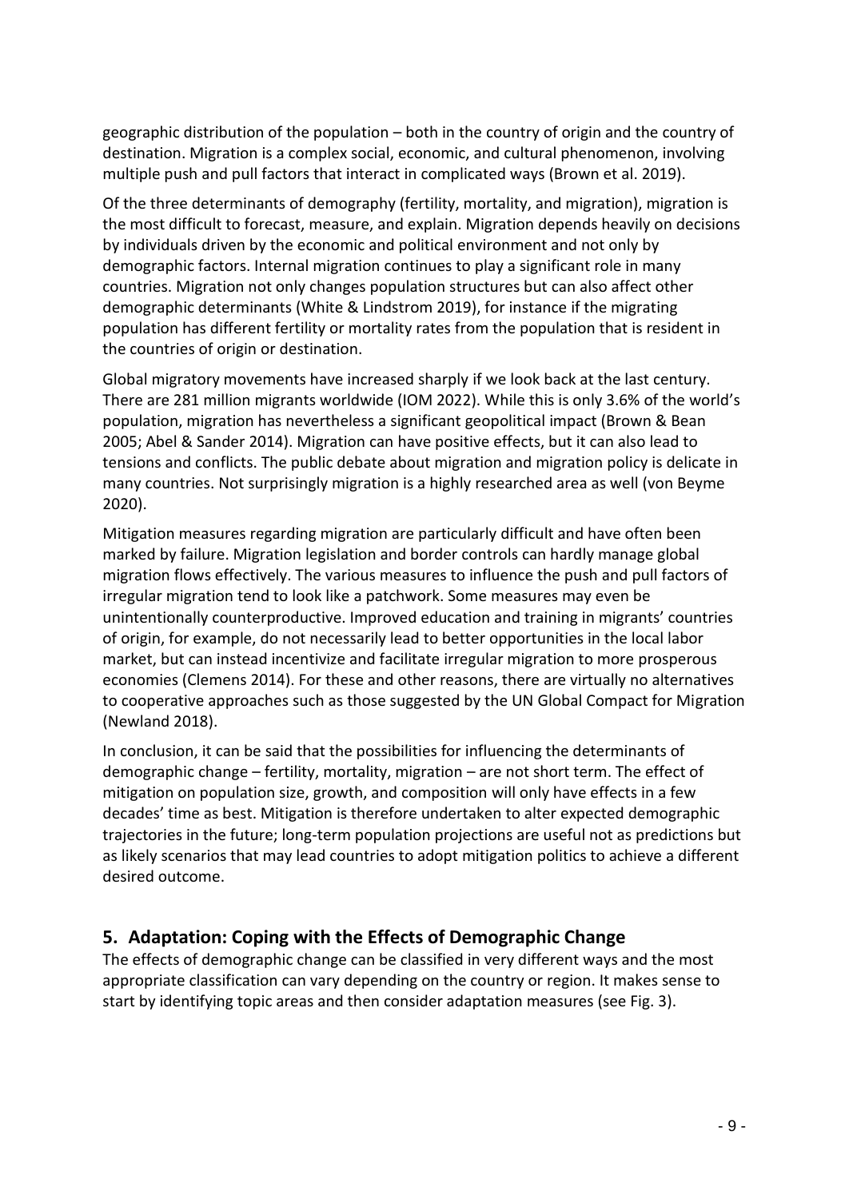geographic distribution of the population – both in the country of origin and the country of destination. Migration is a complex social, economic, and cultural phenomenon, involving multiple push and pull factors that interact in complicated ways (Brown et al. 2019).

Of the three determinants of demography (fertility, mortality, and migration), migration is the most difficult to forecast, measure, and explain. Migration depends heavily on decisions by individuals driven by the economic and political environment and not only by demographic factors. Internal migration continues to play a significant role in many countries. Migration not only changes population structures but can also affect other demographic determinants (White & Lindstrom 2019), for instance if the migrating population has different fertility or mortality rates from the population that is resident in the countries of origin or destination.

Global migratory movements have increased sharply if we look back at the last century. There are 281 million migrants worldwide (IOM 2022). While this is only 3.6% of the world's population, migration has nevertheless a significant geopolitical impact (Brown & Bean 2005; Abel & Sander 2014). Migration can have positive effects, but it can also lead to tensions and conflicts. The public debate about migration and migration policy is delicate in many countries. Not surprisingly migration is a highly researched area as well (von Beyme 2020).

Mitigation measures regarding migration are particularly difficult and have often been marked by failure. Migration legislation and border controls can hardly manage global migration flows effectively. The various measures to influence the push and pull factors of irregular migration tend to look like a patchwork. Some measures may even be unintentionally counterproductive. Improved education and training in migrants' countries of origin, for example, do not necessarily lead to better opportunities in the local labor market, but can instead incentivize and facilitate irregular migration to more prosperous economies (Clemens 2014). For these and other reasons, there are virtually no alternatives to cooperative approaches such as those suggested by the UN Global Compact for Migration (Newland 2018).

In conclusion, it can be said that the possibilities for influencing the determinants of demographic change – fertility, mortality, migration – are not short term. The effect of mitigation on population size, growth, and composition will only have effects in a few decades' time as best. Mitigation is therefore undertaken to alter expected demographic trajectories in the future; long-term population projections are useful not as predictions but as likely scenarios that may lead countries to adopt mitigation politics to achieve a different desired outcome.

## 5. Adaptation: Coping with the Effects of Demographic Change

The effects of demographic change can be classified in very different ways and the most appropriate classification can vary depending on the country or region. It makes sense to start by identifying topic areas and then consider adaptation measures (see Fig. 3).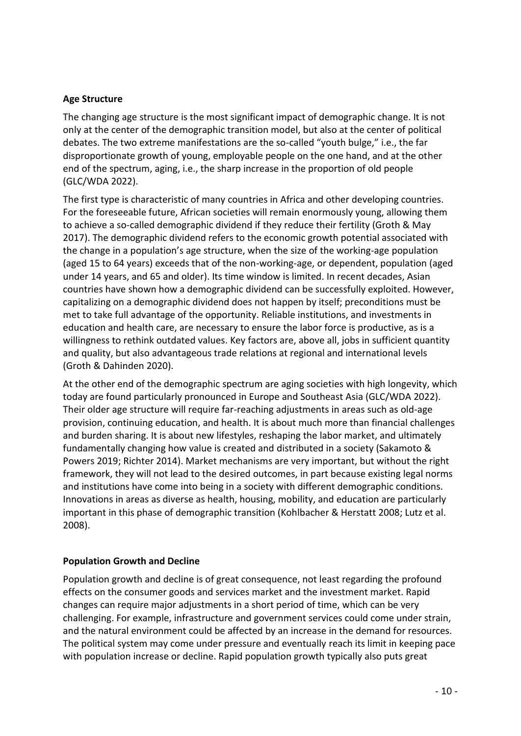## Age Structure

The changing age structure is the most significant impact of demographic change. It is not only at the center of the demographic transition model, but also at the center of political debates. The two extreme manifestations are the so-called "youth bulge," i.e., the far disproportionate growth of young, employable people on the one hand, and at the other end of the spectrum, aging, i.e., the sharp increase in the proportion of old people (GLC/WDA 2022).

The first type is characteristic of many countries in Africa and other developing countries. For the foreseeable future, African societies will remain enormously young, allowing them to achieve a so-called demographic dividend if they reduce their fertility (Groth & May 2017). The demographic dividend refers to the economic growth potential associated with the change in a population's age structure, when the size of the working-age population (aged 15 to 64 years) exceeds that of the non-working-age, or dependent, population (aged under 14 years, and 65 and older). Its time window is limited. In recent decades, Asian countries have shown how a demographic dividend can be successfully exploited. However, capitalizing on a demographic dividend does not happen by itself; preconditions must be met to take full advantage of the opportunity. Reliable institutions, and investments in education and health care, are necessary to ensure the labor force is productive, as is a willingness to rethink outdated values. Key factors are, above all, jobs in sufficient quantity and quality, but also advantageous trade relations at regional and international levels (Groth & Dahinden 2020).

At the other end of the demographic spectrum are aging societies with high longevity, which today are found particularly pronounced in Europe and Southeast Asia (GLC/WDA 2022). Their older age structure will require far-reaching adjustments in areas such as old-age provision, continuing education, and health. It is about much more than financial challenges and burden sharing. It is about new lifestyles, reshaping the labor market, and ultimately fundamentally changing how value is created and distributed in a society (Sakamoto & Powers 2019; Richter 2014). Market mechanisms are very important, but without the right framework, they will not lead to the desired outcomes, in part because existing legal norms and institutions have come into being in a society with different demographic conditions. Innovations in areas as diverse as health, housing, mobility, and education are particularly important in this phase of demographic transition (Kohlbacher & Herstatt 2008; Lutz et al. 2008).

## Population Growth and Decline

Population growth and decline is of great consequence, not least regarding the profound effects on the consumer goods and services market and the investment market. Rapid changes can require major adjustments in a short period of time, which can be very challenging. For example, infrastructure and government services could come under strain, and the natural environment could be affected by an increase in the demand for resources. The political system may come under pressure and eventually reach its limit in keeping pace with population increase or decline. Rapid population growth typically also puts great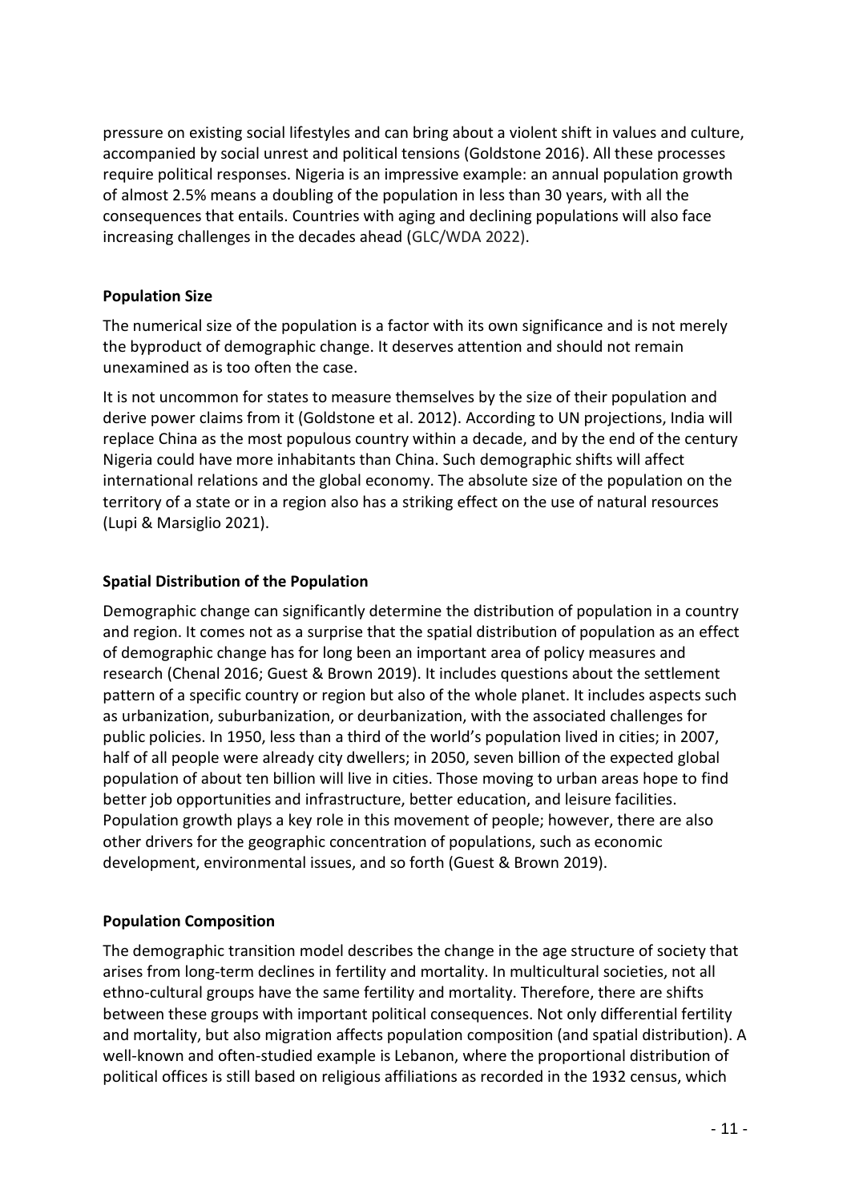pressure on existing social lifestyles and can bring about a violent shift in values and culture, accompanied by social unrest and political tensions (Goldstone 2016). All these processes require political responses. Nigeria is an impressive example: an annual population growth of almost 2.5% means a doubling of the population in less than 30 years, with all the consequences that entails. Countries with aging and declining populations will also face increasing challenges in the decades ahead (GLC/WDA 2022).

**Population Size**

The numerical size of the population is a factor with its own significance and is not merely the byproduct of demographic change. It deserves attention and should not remain unexamined as is too often the case.

It is not uncommon for states to measure themselves by the size of their population and derive power claims from it (Goldstone et al. 2012). According to UN projections, India will replace China as the most populous country within a decade, and by the end of the century Nigeria could have more inhabitants than China. Such demographic shifts will affect international relations and the global economy. The absolute size of the population on the territory of a state or in a region also has a striking effect on the use of natural resources (Lupi & Marsiglio 2021).

**Spatial Distribution of the Population**

Demographic change can significantly determine the distribution of population in a country and region. It comes not as a surprise that the spatial distribution of population as an effect of demographic change has for long been an important area of policy measures and research (Chenal 2016; Guest & Brown 2019). It includes questions about the settlement pattern of a specific country or region but also of the whole planet. It includes aspects such as urbanization, suburbanization, or deurbanization, with the associated challenges for public policies. In 1950, less than a third of the world's population lived in cities; in 2007, half of all people were already city dwellers; in 2050, seven billion of the expected global population of about ten billion will live in cities. Those moving to urban areas hope to find better job opportunities and infrastructure, better education, and leisure facilities. Population growth plays a key role in this movement of people; however, there are also other drivers for the geographic concentration of populations, such as economic development, environmental issues, and so forth (Guest & Brown 2019).

**Population Composition**

The demographic transition model describes the change in the age structure of society that arises from long-term declines in fertility and mortality. In multicultural societies, not all ethno-cultural groups have the same fertility and mortality. Therefore, there are shifts between these groups with important political consequences. Not only differential fertility and mortality, but also migration affects population composition (and spatial distribution). A well-known and often-studied example is Lebanon, where the proportional distribution of political offices is still based on religious affiliations as recorded in the 1932 census, which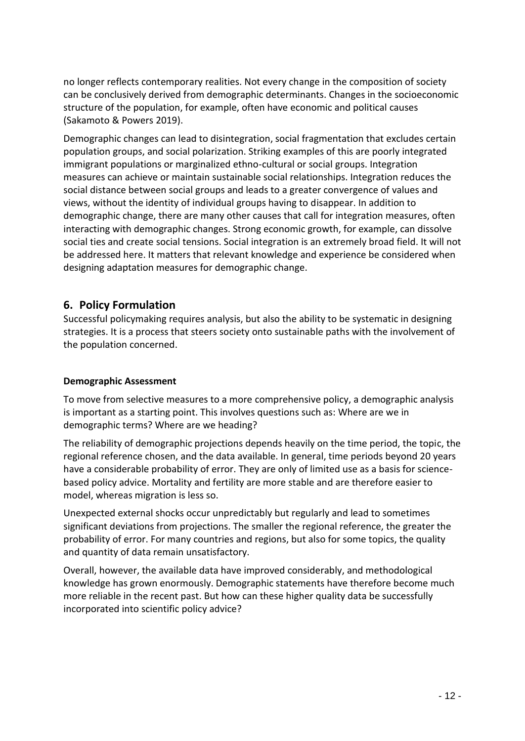no longer reflects contemporary realities. Not every change in the composition of society can be conclusively derived from demographic determinants. Changes in the socioeconomic structure of the population, for example, often have economic and political causes (Sakamoto & Powers 2019).

Demographic changes can lead to disintegration, social fragmentation that excludes certain population groups, and social polarization. Striking examples of this are poorly integrated immigrant populations or marginalized ethno-cultural or social groups. Integration measures can achieve or maintain sustainable social relationships. Integration reduces the social distance between social groups and leads to a greater convergence of values and views, without the identity of individual groups having to disappear. In addition to demographic change, there are many other causes that call for integration measures, often interacting with demographic changes. Strong economic growth, for example, can dissolve social ties and create social tensions. Social integration is an extremely broad field. It will not be addressed here. It matters that relevant knowledge and experience be considered when designing adaptation measures for demographic change.

## 6. Policy Formulation

Successful policymaking requires analysis, but also the ability to be systematic in designing strategies. It is a process that steers society onto sustainable paths with the involvement of the population concerned.

**Demographic Assessment**

To move from selective measures to a more comprehensive policy, a demographic analysis is important as a starting point. This involves questions such as: Where are we in demographic terms? Where are we heading?

The reliability of demographic projections depends heavily on the time period, the topic, the regional reference chosen, and the data available. In general, time periods beyond 20 years have a considerable probability of error. They are only of limited use as a basis for science-based policy advice. Mortality and fertility are more stable and are therefore easier to model, whereas migration is less so.

Unexpected external shocks occur unpredictably but regularly and lead to sometimes significant deviations from projections. The smaller the regional reference, the greater the probability of error. For many countries and regions, but also for some topics, the quality and quantity of data remain unsatisfactory.

Overall, however, the available data have improved considerably, and methodological knowledge has grown enormously. Demographic statements have therefore become much more reliable in the recent past. But how can these higher quality data be successfully incorporated into scientific policy advice?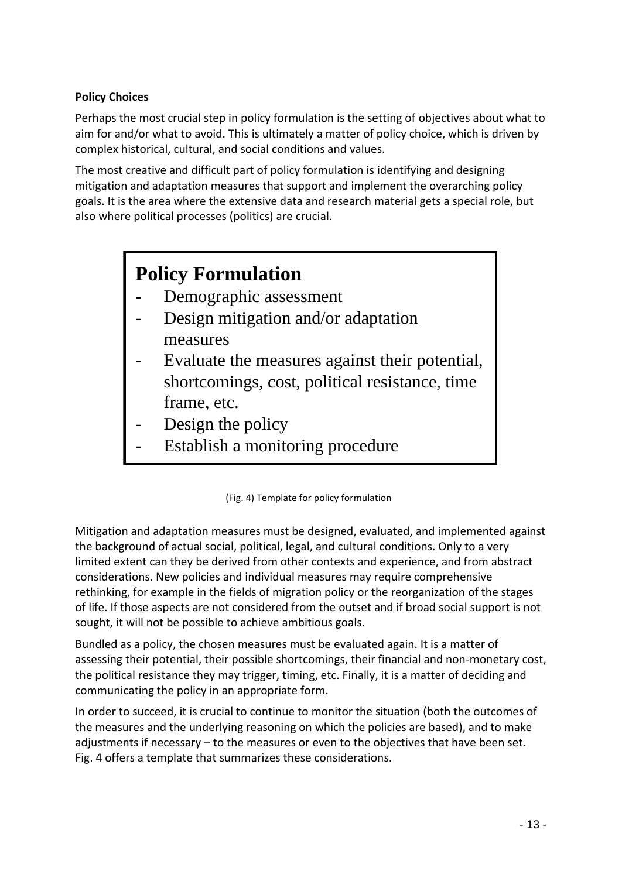**Policy Choices**

Perhaps the most crucial step in policy formulation is the setting of objectives about what to aim for and/or what to avoid. This is ultimately a matter of policy choice, which is driven by complex historical, cultural, and social conditions and values.

The most creative and difficult part of policy formulation is identifying and designing mitigation and adaptation measures that support and implement the overarching policy goals. It is the area where the extensive data and research material gets a special role, but also where political processes (politics) are crucial.

> **Policy Formulation**
> - Demographic assessment
> - Design mitigation and/or adaptation measures
> - Evaluate the measures against their potential, shortcomings, cost, political resistance, time frame, etc.
> - Design the policy
> - Establish a monitoring procedure

(Fig. 4) Template for policy formulation

Mitigation and adaptation measures must be designed, evaluated, and implemented against the background of actual social, political, legal, and cultural conditions. Only to a very limited extent can they be derived from other contexts and experience, and from abstract considerations. New policies and individual measures may require comprehensive rethinking, for example in the fields of migration policy or the reorganization of the stages of life. If those aspects are not considered from the outset and if broad social support is not sought, it will not be possible to achieve ambitious goals.

Bundled as a policy, the chosen measures must be evaluated again. It is a matter of assessing their potential, their possible shortcomings, their financial and non-monetary cost, the political resistance they may trigger, timing, etc. Finally, it is a matter of deciding and communicating the policy in an appropriate form.

In order to succeed, it is crucial to continue to monitor the situation (both the outcomes of the measures and the underlying reasoning on which the policies are based), and to make adjustments if necessary – to the measures or even to the objectives that have been set. Fig. 4 offers a template that summarizes these considerations.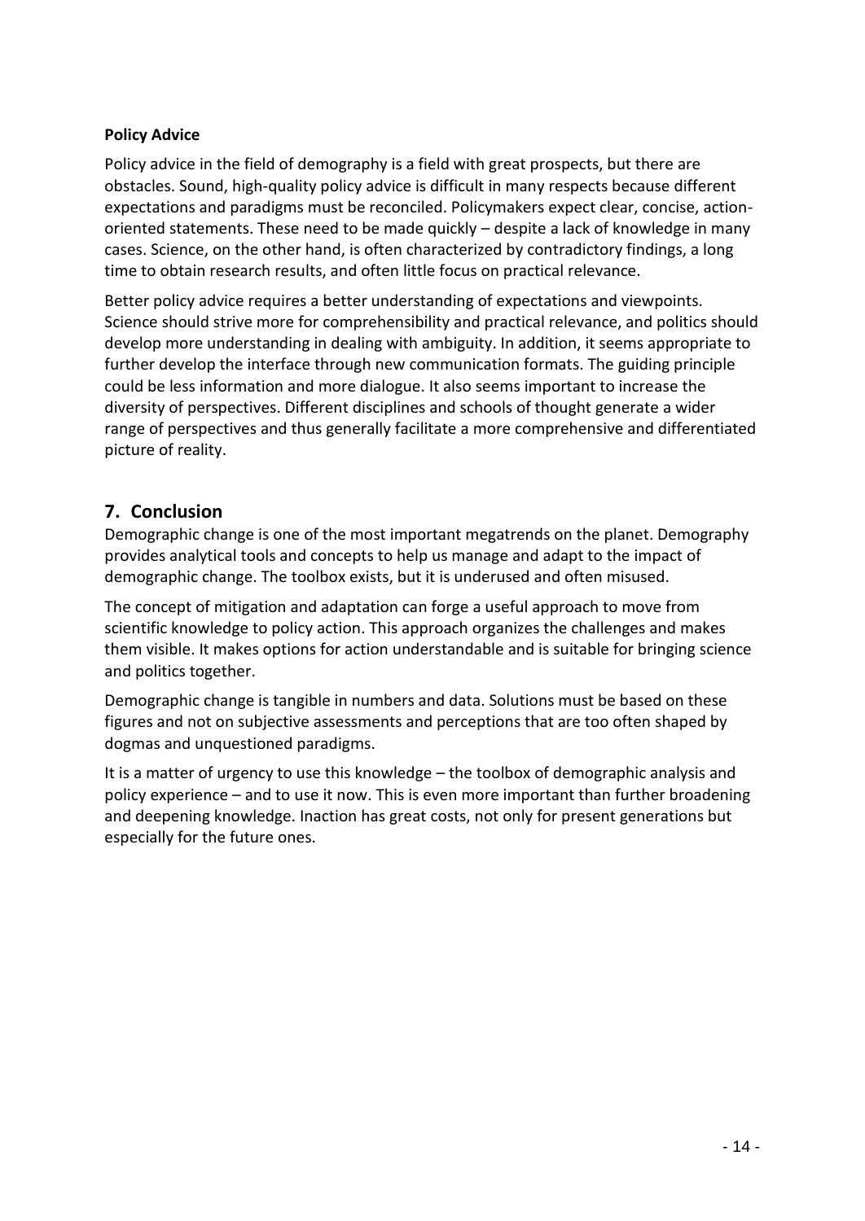**Policy Advice**

Policy advice in the field of demography is a field with great prospects, but there are obstacles. Sound, high-quality policy advice is difficult in many respects because different expectations and paradigms must be reconciled. Policymakers expect clear, concise, action-oriented statements. These need to be made quickly – despite a lack of knowledge in many cases. Science, on the other hand, is often characterized by contradictory findings, a long time to obtain research results, and often little focus on practical relevance.

Better policy advice requires a better understanding of expectations and viewpoints. Science should strive more for comprehensibility and practical relevance, and politics should develop more understanding in dealing with ambiguity. In addition, it seems appropriate to further develop the interface through new communication formats. The guiding principle could be less information and more dialogue. It also seems important to increase the diversity of perspectives. Different disciplines and schools of thought generate a wider range of perspectives and thus generally facilitate a more comprehensive and differentiated picture of reality.

## 7. Conclusion

Demographic change is one of the most important megatrends on the planet. Demography provides analytical tools and concepts to help us manage and adapt to the impact of demographic change. The toolbox exists, but it is underused and often misused.

The concept of mitigation and adaptation can forge a useful approach to move from scientific knowledge to policy action. This approach organizes the challenges and makes them visible. It makes options for action understandable and is suitable for bringing science and politics together.

Demographic change is tangible in numbers and data. Solutions must be based on these figures and not on subjective assessments and perceptions that are too often shaped by dogmas and unquestioned paradigms.

It is a matter of urgency to use this knowledge – the toolbox of demographic analysis and policy experience – and to use it now. This is even more important than further broadening and deepening knowledge. Inaction has great costs, not only for present generations but especially for the future ones.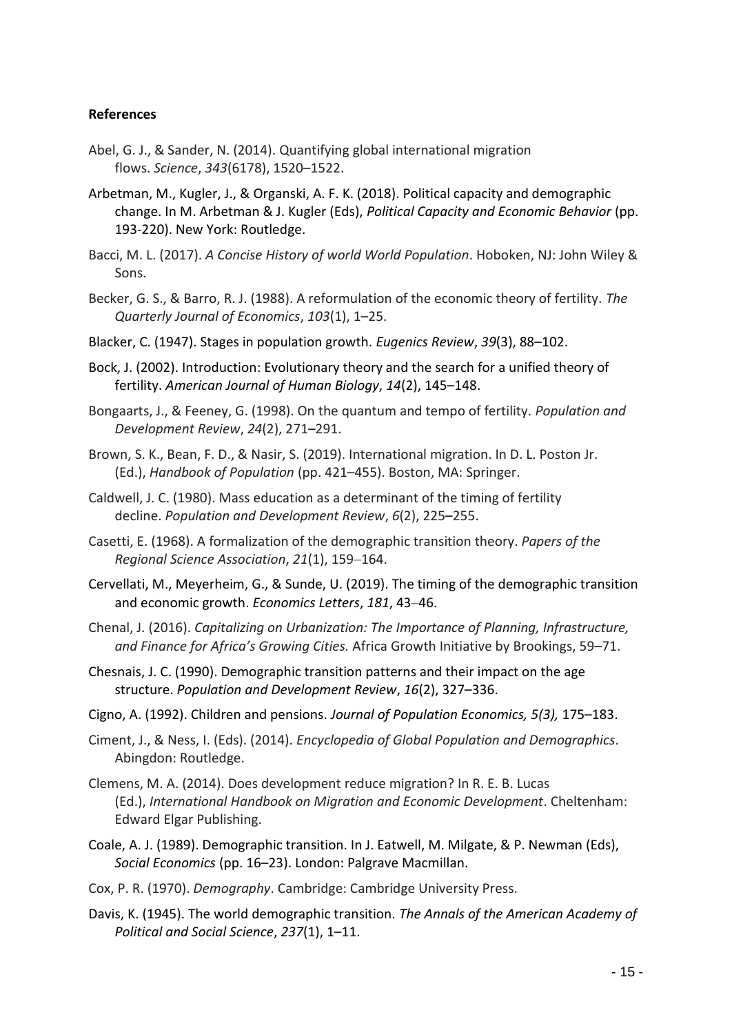**References**

Abel, G. J., & Sander, N. (2014). Quantifying global international migration flows. *Science*, *343*(6178), 1520–1522.

Arbetman, M., Kugler, J., & Organski, A. F. K. (2018). Political capacity and demographic change. In M. Arbetman & J. Kugler (Eds), *Political Capacity and Economic Behavior* (pp. 193-220). New York: Routledge.

Bacci, M. L. (2017). *A Concise History of world World Population*. Hoboken, NJ: John Wiley & Sons.

Becker, G. S., & Barro, R. J. (1988). A reformulation of the economic theory of fertility. *The Quarterly Journal of Economics*, *103*(1), 1–25.

Blacker, C. (1947). Stages in population growth. *Eugenics Review*, *39*(3), 88–102.

Bock, J. (2002). Introduction: Evolutionary theory and the search for a unified theory of fertility. *American Journal of Human Biology*, *14*(2), 145–148.

Bongaarts, J., & Feeney, G. (1998). On the quantum and tempo of fertility. *Population and Development Review*, *24*(2), 271–291.

Brown, S. K., Bean, F. D., & Nasir, S. (2019). International migration. In D. L. Poston Jr. (Ed.), *Handbook of Population* (pp. 421–455). Boston, MA: Springer.

Caldwell, J. C. (1980). Mass education as a determinant of the timing of fertility decline. *Population and Development Review*, *6*(2), 225–255.

Casetti, E. (1968). A formalization of the demographic transition theory. *Papers of the Regional Science Association*, *21*(1), 159–164.

Cervellati, M., Meyerheim, G., & Sunde, U. (2019). The timing of the demographic transition and economic growth. *Economics Letters*, *181*, 43–46.

Chenal, J. (2016). *Capitalizing on Urbanization: The Importance of Planning, Infrastructure, and Finance for Africa's Growing Cities.* Africa Growth Initiative by Brookings, 59–71.

Chesnais, J. C. (1990). Demographic transition patterns and their impact on the age structure. *Population and Development Review*, *16*(2), 327–336.

Cigno, A. (1992). Children and pensions. *Journal of Population Economics, 5(3),* 175–183.

Ciment, J., & Ness, I. (Eds). (2014). *Encyclopedia of Global Population and Demographics*. Abingdon: Routledge.

Clemens, M. A. (2014). Does development reduce migration? In R. E. B. Lucas (Ed.), *International Handbook on Migration and Economic Development*. Cheltenham: Edward Elgar Publishing.

Coale, A. J. (1989). Demographic transition. In J. Eatwell, M. Milgate, & P. Newman (Eds), *Social Economics* (pp. 16–23). London: Palgrave Macmillan.

Cox, P. R. (1970). *Demography*. Cambridge: Cambridge University Press.

Davis, K. (1945). The world demographic transition. *The Annals of the American Academy of Political and Social Science*, *237*(1), 1–11.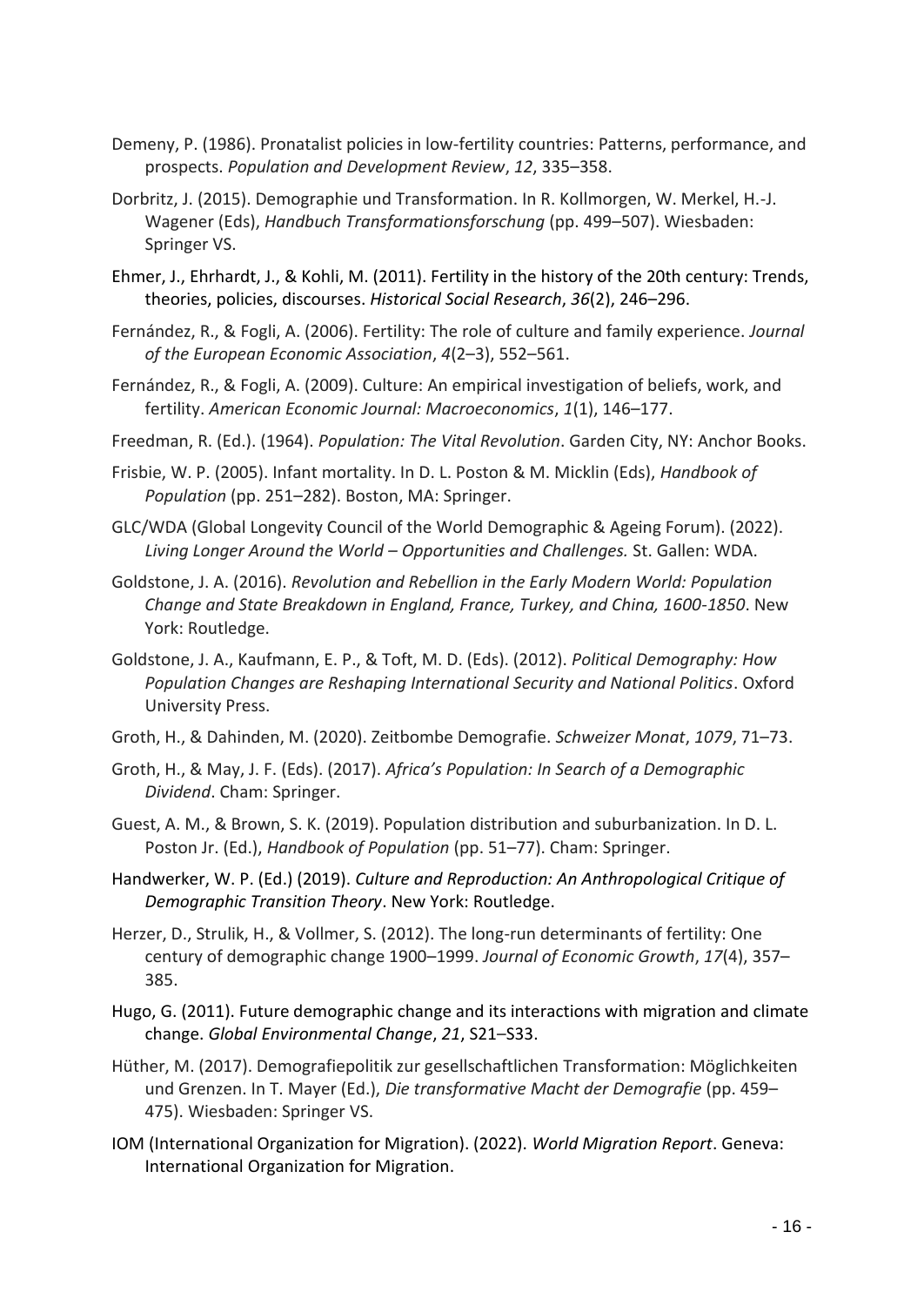Demeny, P. (1986). Pronatalist policies in low-fertility countries: Patterns, performance, and prospects. *Population and Development Review*, *12*, 335–358.

Dorbritz, J. (2015). Demographie und Transformation. In R. Kollmorgen, W. Merkel, H.-J. Wagener (Eds), *Handbuch Transformationsforschung* (pp. 499–507). Wiesbaden: Springer VS.

Ehmer, J., Ehrhardt, J., & Kohli, M. (2011). Fertility in the history of the 20th century: Trends, theories, policies, discourses. *Historical Social Research*, *36*(2), 246–296.

Fernández, R., & Fogli, A. (2006). Fertility: The role of culture and family experience. *Journal of the European Economic Association*, *4*(2–3), 552–561.

Fernández, R., & Fogli, A. (2009). Culture: An empirical investigation of beliefs, work, and fertility. *American Economic Journal: Macroeconomics*, *1*(1), 146–177.

Freedman, R. (Ed.). (1964). *Population: The Vital Revolution*. Garden City, NY: Anchor Books.

Frisbie, W. P. (2005). Infant mortality. In D. L. Poston & M. Micklin (Eds), *Handbook of Population* (pp. 251–282). Boston, MA: Springer.

GLC/WDA (Global Longevity Council of the World Demographic & Ageing Forum). (2022). *Living Longer Around the World – Opportunities and Challenges.* St. Gallen: WDA.

Goldstone, J. A. (2016). *Revolution and Rebellion in the Early Modern World: Population Change and State Breakdown in England, France, Turkey, and China, 1600-1850*. New York: Routledge.

Goldstone, J. A., Kaufmann, E. P., & Toft, M. D. (Eds). (2012). *Political Demography: How Population Changes are Reshaping International Security and National Politics*. Oxford University Press.

Groth, H., & Dahinden, M. (2020). Zeitbombe Demografie. *Schweizer Monat*, *1079*, 71–73.

Groth, H., & May, J. F. (Eds). (2017). *Africa's Population: In Search of a Demographic Dividend*. Cham: Springer.

Guest, A. M., & Brown, S. K. (2019). Population distribution and suburbanization. In D. L. Poston Jr. (Ed.), *Handbook of Population* (pp. 51–77). Cham: Springer.

Handwerker, W. P. (Ed.) (2019). *Culture and Reproduction: An Anthropological Critique of Demographic Transition Theory*. New York: Routledge.

Herzer, D., Strulik, H., & Vollmer, S. (2012). The long-run determinants of fertility: One century of demographic change 1900–1999. *Journal of Economic Growth*, *17*(4), 357–385.

Hugo, G. (2011). Future demographic change and its interactions with migration and climate change. *Global Environmental Change*, *21*, S21–S33.

Hüther, M. (2017). Demografiepolitik zur gesellschaftlichen Transformation: Möglichkeiten und Grenzen. In T. Mayer (Ed.), *Die transformative Macht der Demografie* (pp. 459–475). Wiesbaden: Springer VS.

IOM (International Organization for Migration). (2022). *World Migration Report*. Geneva: International Organization for Migration.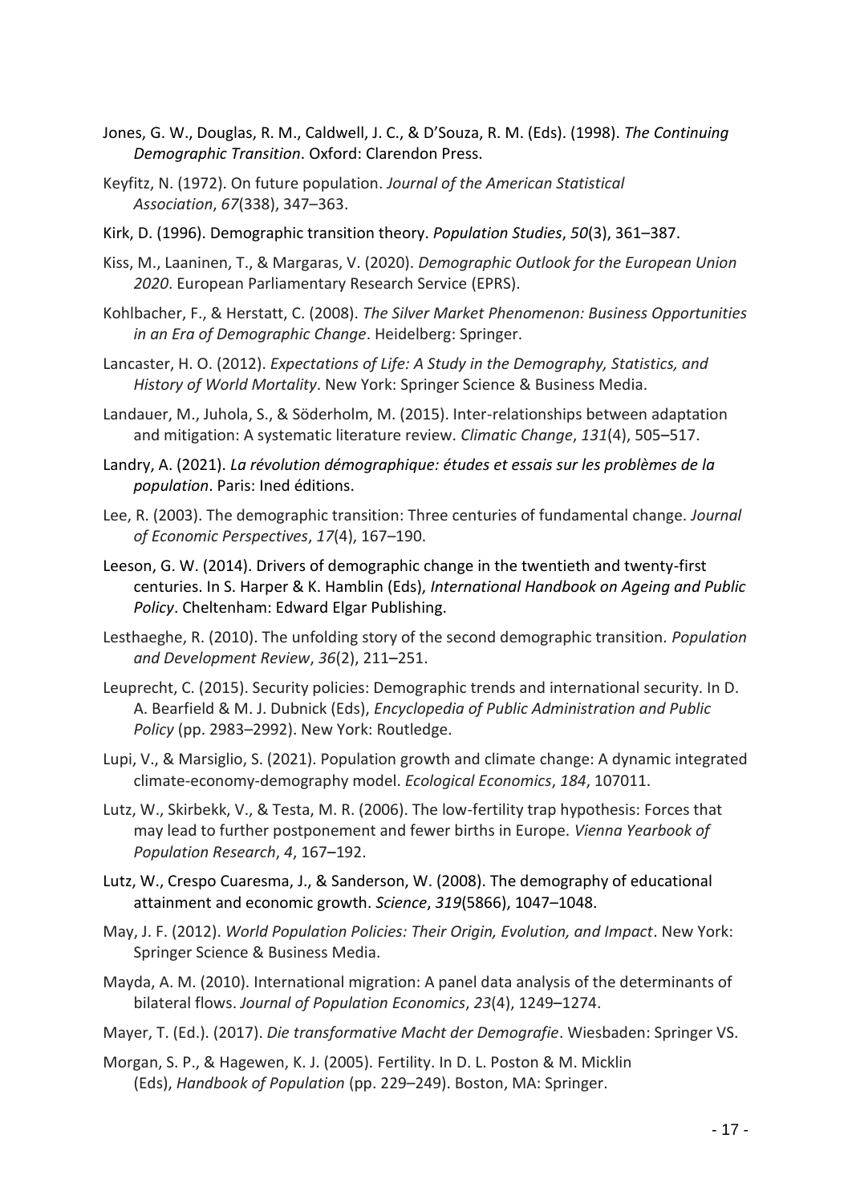Jones, G. W., Douglas, R. M., Caldwell, J. C., & D'Souza, R. M. (Eds). (1998). *The Continuing Demographic Transition*. Oxford: Clarendon Press.

Keyfitz, N. (1972). On future population. *Journal of the American Statistical Association*, *67*(338), 347–363.

Kirk, D. (1996). Demographic transition theory. *Population Studies*, *50*(3), 361–387.

Kiss, M., Laaninen, T., & Margaras, V. (2020). *Demographic Outlook for the European Union 2020*. European Parliamentary Research Service (EPRS).

Kohlbacher, F., & Herstatt, C. (2008). *The Silver Market Phenomenon: Business Opportunities in an Era of Demographic Change*. Heidelberg: Springer.

Lancaster, H. O. (2012). *Expectations of Life: A Study in the Demography, Statistics, and History of World Mortality*. New York: Springer Science & Business Media.

Landauer, M., Juhola, S., & Söderholm, M. (2015). Inter-relationships between adaptation and mitigation: A systematic literature review. *Climatic Change*, *131*(4), 505–517.

Landry, A. (2021). *La révolution démographique: études et essais sur les problèmes de la population*. Paris: Ined éditions.

Lee, R. (2003). The demographic transition: Three centuries of fundamental change. *Journal of Economic Perspectives*, *17*(4), 167–190.

Leeson, G. W. (2014). Drivers of demographic change in the twentieth and twenty-first centuries. In S. Harper & K. Hamblin (Eds), *International Handbook on Ageing and Public Policy*. Cheltenham: Edward Elgar Publishing.

Lesthaeghe, R. (2010). The unfolding story of the second demographic transition. *Population and Development Review*, *36*(2), 211–251.

Leuprecht, C. (2015). Security policies: Demographic trends and international security. In D. A. Bearfield & M. J. Dubnick (Eds), *Encyclopedia of Public Administration and Public Policy* (pp. 2983–2992). New York: Routledge.

Lupi, V., & Marsiglio, S. (2021). Population growth and climate change: A dynamic integrated climate-economy-demography model. *Ecological Economics*, *184*, 107011.

Lutz, W., Skirbekk, V., & Testa, M. R. (2006). The low-fertility trap hypothesis: Forces that may lead to further postponement and fewer births in Europe. *Vienna Yearbook of Population Research*, *4*, 167–192.

Lutz, W., Crespo Cuaresma, J., & Sanderson, W. (2008). The demography of educational attainment and economic growth. *Science*, *319*(5866), 1047–1048.

May, J. F. (2012). *World Population Policies: Their Origin, Evolution, and Impact*. New York: Springer Science & Business Media.

Mayda, A. M. (2010). International migration: A panel data analysis of the determinants of bilateral flows. *Journal of Population Economics*, *23*(4), 1249–1274.

Mayer, T. (Ed.). (2017). *Die transformative Macht der Demografie*. Wiesbaden: Springer VS.

Morgan, S. P., & Hagewen, K. J. (2005). Fertility. In D. L. Poston & M. Micklin (Eds), *Handbook of Population* (pp. 229–249). Boston, MA: Springer.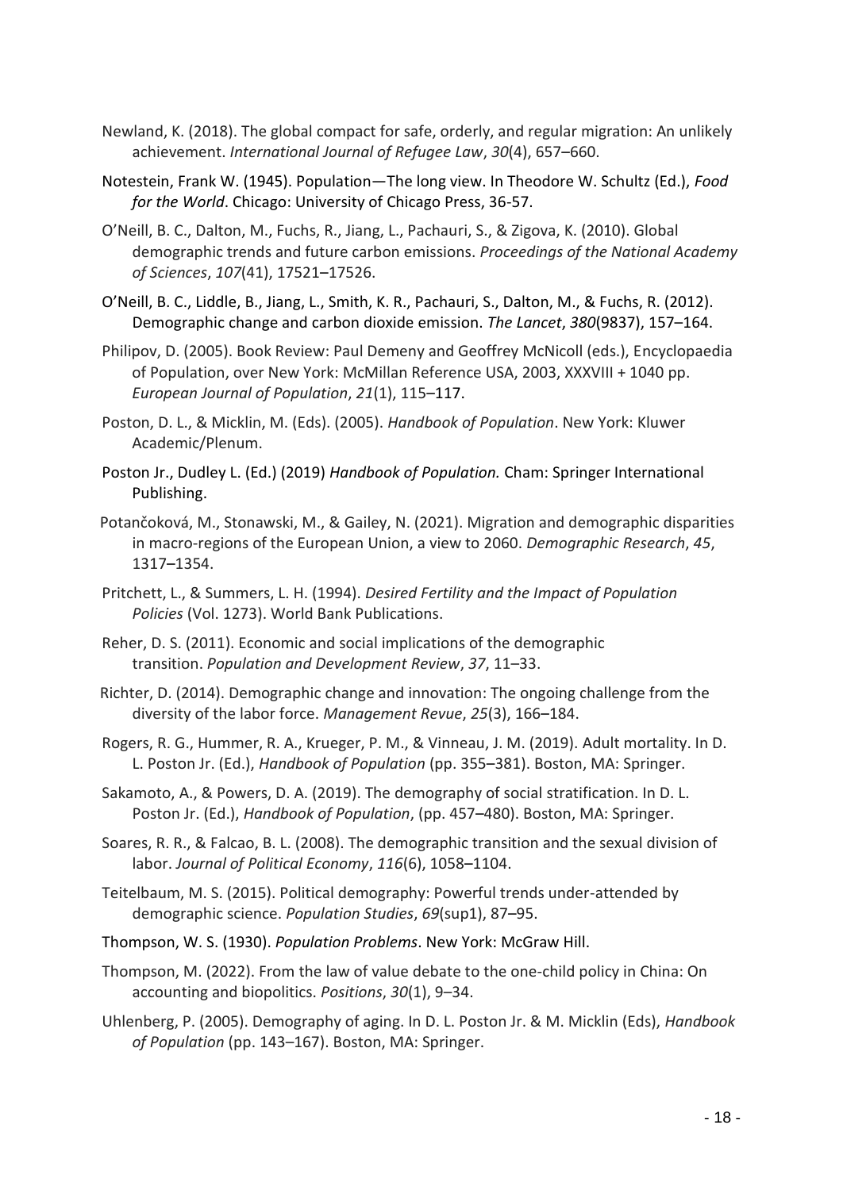Newland, K. (2018). The global compact for safe, orderly, and regular migration: An unlikely achievement. *International Journal of Refugee Law*, *30*(4), 657–660.

Notestein, Frank W. (1945). Population—The long view. In Theodore W. Schultz (Ed.), *Food for the World*. Chicago: University of Chicago Press, 36-57.

O'Neill, B. C., Dalton, M., Fuchs, R., Jiang, L., Pachauri, S., & Zigova, K. (2010). Global demographic trends and future carbon emissions. *Proceedings of the National Academy of Sciences*, *107*(41), 17521–17526.

O'Neill, B. C., Liddle, B., Jiang, L., Smith, K. R., Pachauri, S., Dalton, M., & Fuchs, R. (2012). Demographic change and carbon dioxide emission. *The Lancet*, *380*(9837), 157–164.

Philipov, D. (2005). Book Review: Paul Demeny and Geoffrey McNicoll (eds.), Encyclopaedia of Population, over New York: McMillan Reference USA, 2003, XXXVIII + 1040 pp. *European Journal of Population*, *21*(1), 115–117.

Poston, D. L., & Micklin, M. (Eds). (2005). *Handbook of Population*. New York: Kluwer Academic/Plenum.

Poston Jr., Dudley L. (Ed.) (2019) *Handbook of Population.* Cham: Springer International Publishing.

Potančoková, M., Stonawski, M., & Gailey, N. (2021). Migration and demographic disparities in macro-regions of the European Union, a view to 2060. *Demographic Research*, *45*, 1317–1354.

Pritchett, L., & Summers, L. H. (1994). *Desired Fertility and the Impact of Population Policies* (Vol. 1273). World Bank Publications.

Reher, D. S. (2011). Economic and social implications of the demographic transition. *Population and Development Review*, *37*, 11–33.

Richter, D. (2014). Demographic change and innovation: The ongoing challenge from the diversity of the labor force. *Management Revue*, *25*(3), 166–184.

Rogers, R. G., Hummer, R. A., Krueger, P. M., & Vinneau, J. M. (2019). Adult mortality. In D. L. Poston Jr. (Ed.), *Handbook of Population* (pp. 355–381). Boston, MA: Springer.

Sakamoto, A., & Powers, D. A. (2019). The demography of social stratification. In D. L. Poston Jr. (Ed.), *Handbook of Population*, (pp. 457–480). Boston, MA: Springer.

Soares, R. R., & Falcao, B. L. (2008). The demographic transition and the sexual division of labor. *Journal of Political Economy*, *116*(6), 1058–1104.

Teitelbaum, M. S. (2015). Political demography: Powerful trends under-attended by demographic science. *Population Studies*, *69*(sup1), 87–95.

Thompson, W. S. (1930). *Population Problems*. New York: McGraw Hill.

Thompson, M. (2022). From the law of value debate to the one-child policy in China: On accounting and biopolitics. *Positions*, *30*(1), 9–34.

Uhlenberg, P. (2005). Demography of aging. In D. L. Poston Jr. & M. Micklin (Eds), *Handbook of Population* (pp. 143–167). Boston, MA: Springer.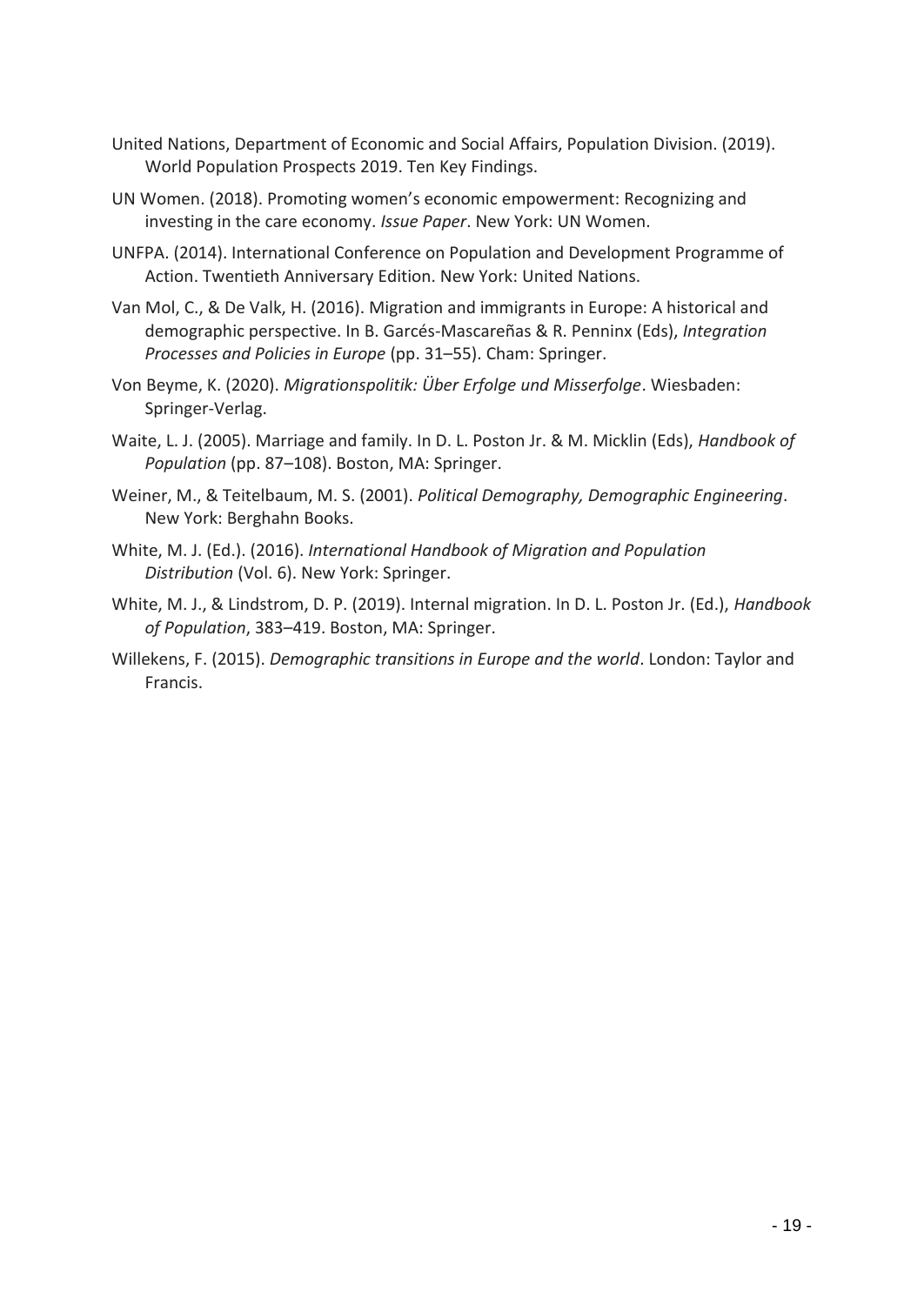United Nations, Department of Economic and Social Affairs, Population Division. (2019). World Population Prospects 2019. Ten Key Findings.

UN Women. (2018). Promoting women's economic empowerment: Recognizing and investing in the care economy. *Issue Paper*. New York: UN Women.

UNFPA. (2014). International Conference on Population and Development Programme of Action. Twentieth Anniversary Edition. New York: United Nations.

Van Mol, C., & De Valk, H. (2016). Migration and immigrants in Europe: A historical and demographic perspective. In B. Garcés-Mascareñas & R. Penninx (Eds), *Integration Processes and Policies in Europe* (pp. 31–55). Cham: Springer.

Von Beyme, K. (2020). *Migrationspolitik: Über Erfolge und Misserfolge*. Wiesbaden: Springer-Verlag.

Waite, L. J. (2005). Marriage and family. In D. L. Poston Jr. & M. Micklin (Eds), *Handbook of Population* (pp. 87–108). Boston, MA: Springer.

Weiner, M., & Teitelbaum, M. S. (2001). *Political Demography, Demographic Engineering*. New York: Berghahn Books.

White, M. J. (Ed.). (2016). *International Handbook of Migration and Population Distribution* (Vol. 6). New York: Springer.

White, M. J., & Lindstrom, D. P. (2019). Internal migration. In D. L. Poston Jr. (Ed.), *Handbook of Population*, 383–419. Boston, MA: Springer.

Willekens, F. (2015). *Demographic transitions in Europe and the world*. London: Taylor and Francis.